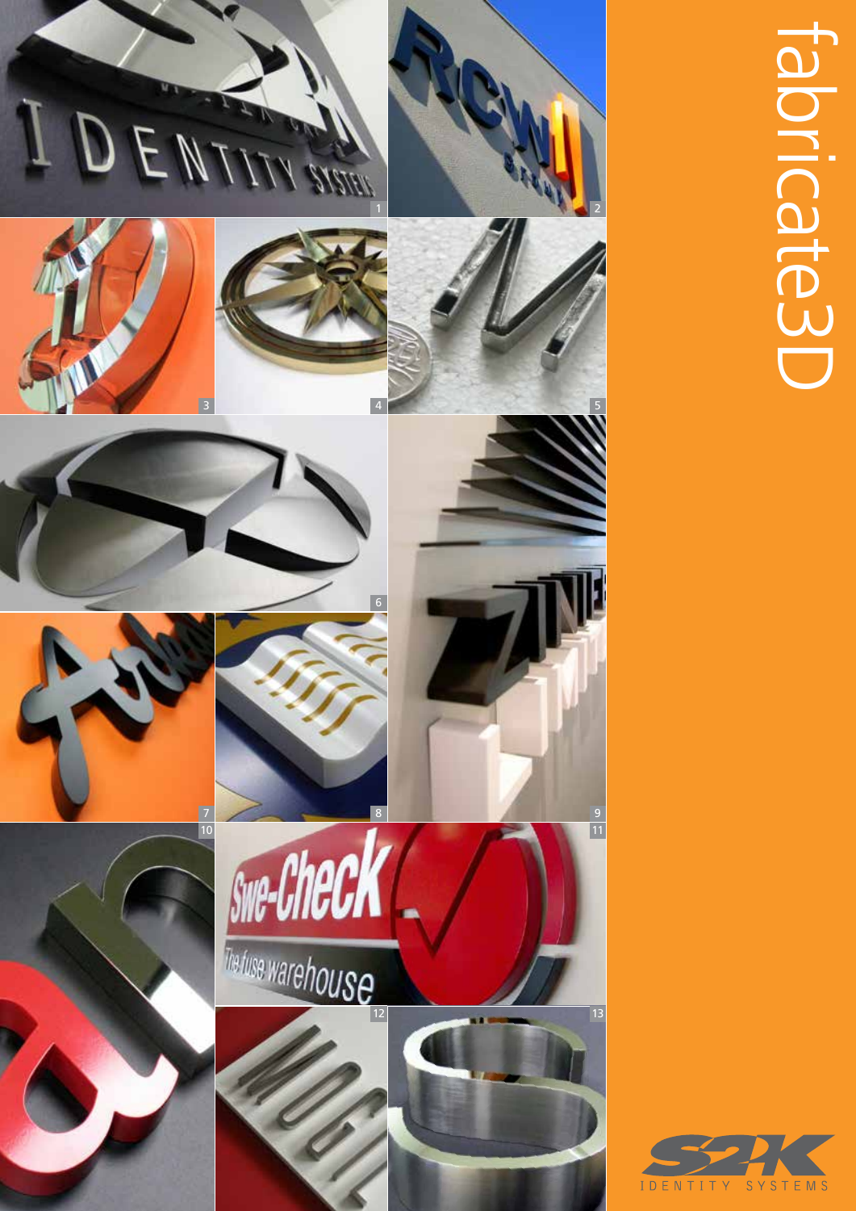# fabricate3D

1

2

3

4

5

6

7

8

9

10

11

12

13

S2K IDENTITY SYSTEMS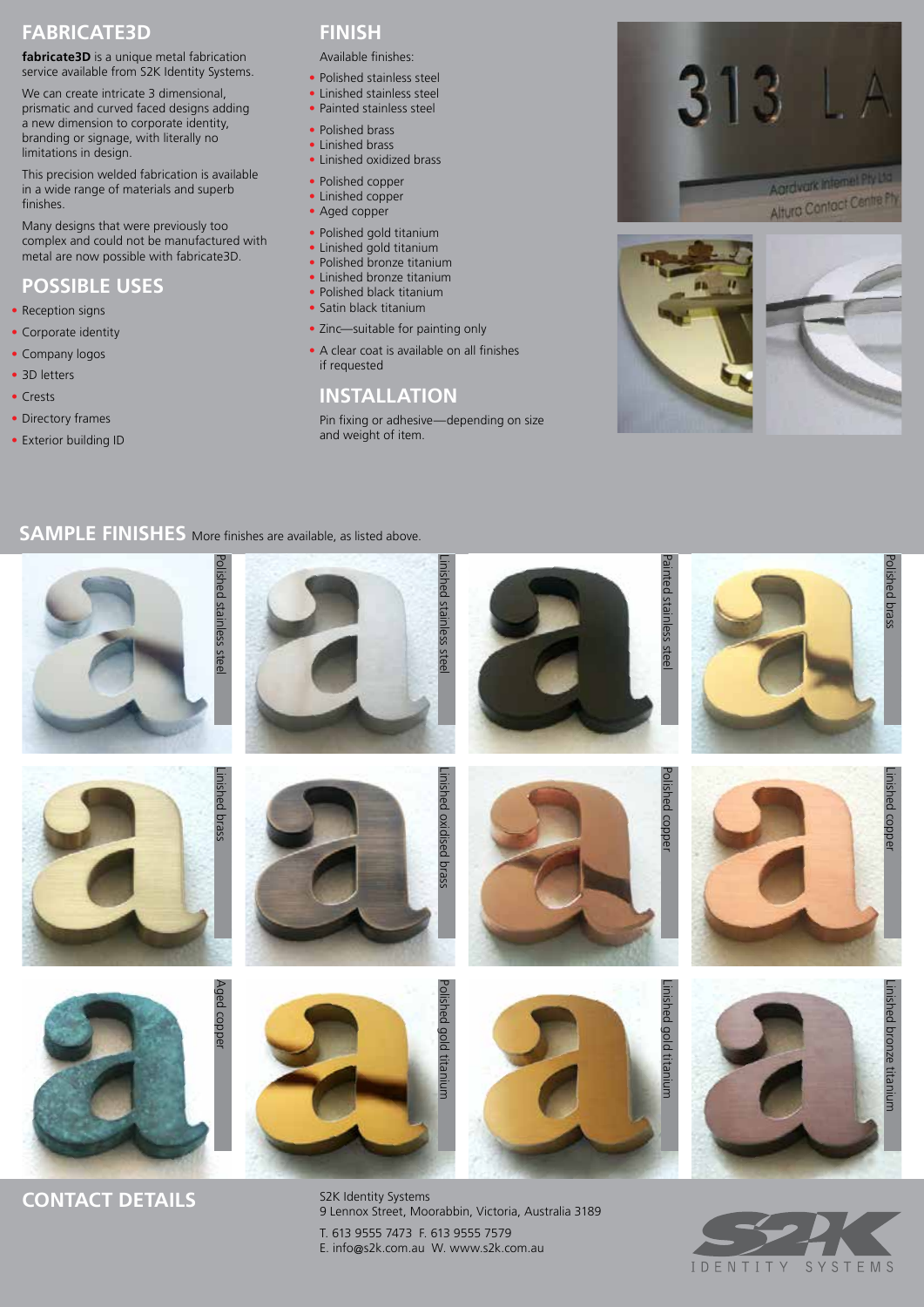## FABRICATE3D

**fabricate3D** is a unique metal fabrication service available from S2K Identity Systems.

We can create intricate 3 dimensional, prismatic and curved faced designs adding a new dimension to corporate identity, branding or signage, with literally no limitations in design.

This precision welded fabrication is available in a wide range of materials and superb finishes.

Many designs that were previously too complex and could not be manufactured with metal are now possible with fabricate3D.

## POSSIBLE USES

- Reception signs
- Corporate identity
- Company logos
- 3D letters
- Crests
- Directory frames
- Exterior building ID

## FINISH

Available finishes:

- Polished stainless steel
- Linished stainless steel
- Painted stainless steel
- Polished brass
- Linished brass
- Linished oxidized brass
- Polished copper
- Linished copper
- Aged copper
- Polished gold titanium
- Linished gold titanium
- Polished bronze titanium
- Linished bronze titanium
- Polished black titanium
- Satin black titanium
- Zinc—suitable for painting only
- A clear coat is available on all finishes if requested

## INSTALLATION

Pin fixing or adhesive—depending on size and weight of item.

## SAMPLE FINISHES

More finishes are available, as listed above.

Polished stainless steel
Linished stainless steel
Painted stainless steel
Polished brass
Linished brass
Linished oxidised brass
Polished copper
Linished copper
Aged copper
Polished gold titanium
Linished gold titanium
Linished bronze titanium

## CONTACT DETAILS

S2K Identity Systems
9 Lennox Street, Moorabbin, Victoria, Australia 3189

T. 613 9555 7473 F. 613 9555 7579
E. info@s2k.com.au W. www.s2k.com.au

S2K IDENTITY SYSTEMS